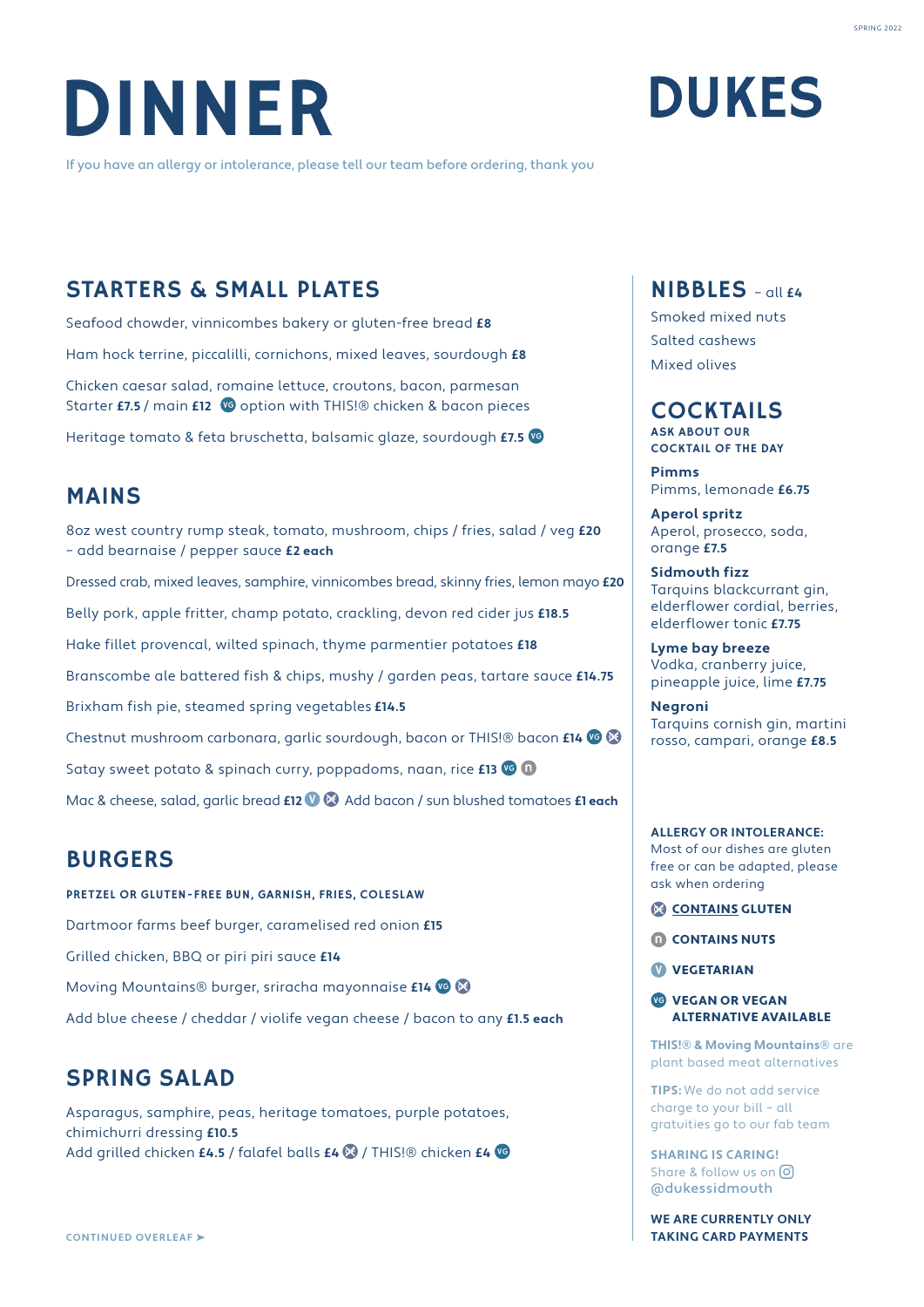# DINNER

# DUKES

If you have an allergy or intolerance, please tell our team before ordering, thank you

## STARTERS & SMALL PLATES

Seafood chowder, vinnicombes bakery or gluten-free bread **£8**

Ham hock terrine, piccalilli, cornichons, mixed leaves, sourdough **£8**

Chicken caesar salad, romaine lettuce, croutons, bacon, parmesan
Starter **£7.5** / main **£12** VG option with THIS!® chicken & bacon pieces

Heritage tomato & feta bruschetta, balsamic glaze, sourdough **£7.5** VG

## MAINS

8oz west country rump steak, tomato, mushroom, chips / fries, salad / veg **£20**
– add bearnaise / pepper sauce **£2 each**

Dressed crab, mixed leaves, samphire, vinnicombes bread, skinny fries, lemon mayo **£20**

Belly pork, apple fritter, champ potato, crackling, devon red cider jus **£18.5**

Hake fillet provencal, wilted spinach, thyme parmentier potatoes **£18**

Branscombe ale battered fish & chips, mushy / garden peas, tartare sauce **£14.75**

Brixham fish pie, steamed spring vegetables **£14.5**

Chestnut mushroom carbonara, garlic sourdough, bacon or THIS!® bacon **£14** VG (contains gluten)

Satay sweet potato & spinach curry, poppadoms, naan, rice **£13** VG n

Mac & cheese, salad, garlic bread **£12** V (contains gluten) Add bacon / sun blushed tomatoes **£1 each**

## BURGERS

**PRETZEL OR GLUTEN-FREE BUN, GARNISH, FRIES, COLESLAW**

Dartmoor farms beef burger, caramelised red onion **£15**

Grilled chicken, BBQ or piri piri sauce **£14**

Moving Mountains® burger, sriracha mayonnaise **£14** VG (contains gluten)

Add blue cheese / cheddar / violife vegan cheese / bacon to any **£1.5 each**

## SPRING SALAD

Asparagus, samphire, peas, heritage tomatoes, purple potatoes, chimichurri dressing **£10.5**
Add grilled chicken **£4.5** / falafel balls **£4** (contains gluten) / THIS!® chicken **£4** VG

CONTINUED OVERLEAF ➤

## NIBBLES – all £4

Smoked mixed nuts

Salted cashews

Mixed olives

## COCKTAILS

**ASK ABOUT OUR COCKTAIL OF THE DAY**

**Pimms**
Pimms, lemonade **£6.75**

**Aperol spritz**
Aperol, prosecco, soda, orange **£7.5**

**Sidmouth fizz**
Tarquins blackcurrant gin, elderflower cordial, berries, elderflower tonic **£7.75**

**Lyme bay breeze**
Vodka, cranberry juice, pineapple juice, lime **£7.75**

**Negroni**
Tarquins cornish gin, martini rosso, campari, orange **£8.5**

**ALLERGY OR INTOLERANCE:**
Most of our dishes are gluten free or can be adapted, please ask when ordering

(contains gluten) **CONTAINS GLUTEN**

n **CONTAINS NUTS**

V **VEGETARIAN**

VG **VEGAN OR VEGAN ALTERNATIVE AVAILABLE**

**THIS!® & Moving Mountains®** are plant based meat alternatives

**TIPS:** We do not add service charge to your bill – all gratuities go to our fab team

**SHARING IS CARING!**
Share & follow us on
@dukessidmouth

**WE ARE CURRENTLY ONLY TAKING CARD PAYMENTS**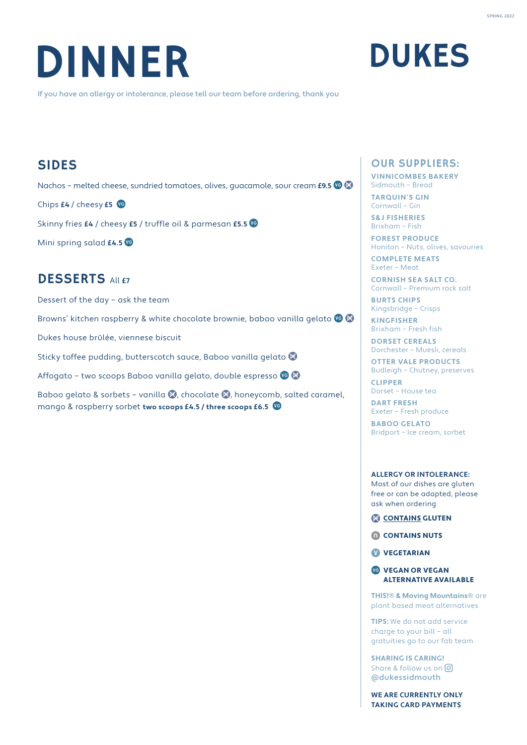SPRING 2022

# DINNER

# DUKES

If you have an allergy or intolerance, please tell our team before ordering, thank you

## SIDES

Nachos – melted cheese, sundried tomatoes, olives, guacamole, sour cream **£9.5** VG GF

Chips **£4** / cheesy **£5** VG

Skinny fries **£4** / cheesy **£5** / truffle oil & parmesan **£5.5** VG

Mini spring salad **£4.5** VG

## DESSERTS All £7

Dessert of the day – ask the team

Browns' kitchen raspberry & white chocolate brownie, baboo vanilla gelato VG GF

Dukes house brûlée, viennese biscuit

Sticky toffee pudding, butterscotch sauce, Baboo vanilla gelato GF

Affogato – two scoops Baboo vanilla gelato, double espresso VG GF

Baboo gelato & sorbets – vanilla GF, chocolate GF, honeycomb, salted caramel, mango & raspberry sorbet **two scoops £4.5 / three scoops £6.5** VG

## OUR SUPPLIERS:

**VINNICOMBES BAKERY**
Sidmouth – Bread

**TARQUIN'S GIN**
Cornwall – Gin

**S&J FISHERIES**
Brixham – Fish

**FOREST PRODUCE**
Honiton – Nuts, olives, savouries

**COMPLETE MEATS**
Exeter – Meat

**CORNISH SEA SALT CO.**
Cornwall – Premium rock salt

**BURTS CHIPS**
Kingsbridge – Crisps

**KINGFISHER**
Brixham – Fresh fish

**DORSET CEREALS**
Dorchester – Muesli, cereals

**OTTER VALE PRODUCTS**
Budleigh – Chutney, preserves

**CLIPPER**
Dorset – House tea

**DART FRESH**
Exeter – Fresh produce

**BABOO GELATO**
Bridport – Ice cream, sorbet

**ALLERGY OR INTOLERANCE:**
Most of our dishes are gluten free or can be adapted, please ask when ordering

GF **CONTAINS GLUTEN**

n **CONTAINS NUTS**

V **VEGETARIAN**

VG **VEGAN OR VEGAN ALTERNATIVE AVAILABLE**

**THIS!® & Moving Mountains®** are plant based meat alternatives

**TIPS:** We do not add service charge to your bill – all gratuities go to our fab team

**SHARING IS CARING!**
Share & follow us on
@dukessidmouth

**WE ARE CURRENTLY ONLY TAKING CARD PAYMENTS**